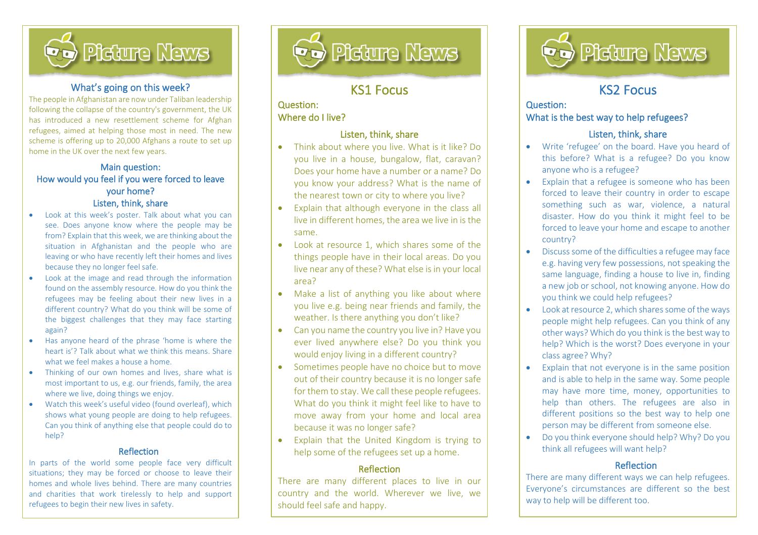# Picture News

## What's going on this week?

The people in Afghanistan are now under Taliban leadership following the collapse of the country's government, the UK has introduced a new resettlement scheme for Afghan refugees, aimed at helping those most in need. The new scheme is offering up to 20,000 Afghans a route to set up home in the UK over the next few years.

### Main question:

### How would you feel if you were forced to leave your home?

### Listen, think, share

- Look at this week's poster. Talk about what you can see. Does anyone know where the people may be from? Explain that this week, we are thinking about the situation in Afghanistan and the people who are leaving or who have recently left their homes and lives because they no longer feel safe.
- Look at the image and read through the information found on the assembly resource. How do you think the refugees may be feeling about their new lives in a different country? What do you think will be some of the biggest challenges that they may face starting again?
- Has anyone heard of the phrase 'home is where the heart is'? Talk about what we think this means. Share what we feel makes a house a home.
- Thinking of our own homes and lives, share what is most important to us, e.g. our friends, family, the area where we live, doing things we enjoy.
- Watch this week's useful video (found overleaf), which shows what young people are doing to help refugees. Can you think of anything else that people could do to help?

### Reflection

In parts of the world some people face very difficult situations; they may be forced or choose to leave their homes and whole lives behind. There are many countries and charities that work tirelessly to help and support refugees to begin their new lives in safety.

# Picture News

## KS1 Focus

### Question:
### Where do I live?

### Listen, think, share

- Think about where you live. What is it like? Do you live in a house, bungalow, flat, caravan? Does your home have a number or a name? Do you know your address? What is the name of the nearest town or city to where you live?
- Explain that although everyone in the class all live in different homes, the area we live in is the same.
- Look at resource 1, which shares some of the things people have in their local areas. Do you live near any of these? What else is in your local area?
- Make a list of anything you like about where you live e.g. being near friends and family, the weather. Is there anything you don't like?
- Can you name the country you live in? Have you ever lived anywhere else? Do you think you would enjoy living in a different country?
- Sometimes people have no choice but to move out of their country because it is no longer safe for them to stay. We call these people refugees. What do you think it might feel like to have to move away from your home and local area because it was no longer safe?
- Explain that the United Kingdom is trying to help some of the refugees set up a home.

### Reflection

There are many different places to live in our country and the world. Wherever we live, we should feel safe and happy.

# Picture News

## KS2 Focus

### Question:
### What is the best way to help refugees?

### Listen, think, share

- Write 'refugee' on the board. Have you heard of this before? What is a refugee? Do you know anyone who is a refugee?
- Explain that a refugee is someone who has been forced to leave their country in order to escape something such as war, violence, a natural disaster. How do you think it might feel to be forced to leave your home and escape to another country?
- Discuss some of the difficulties a refugee may face e.g. having very few possessions, not speaking the same language, finding a house to live in, finding a new job or school, not knowing anyone. How do you think we could help refugees?
- Look at resource 2, which shares some of the ways people might help refugees. Can you think of any other ways? Which do you think is the best way to help? Which is the worst? Does everyone in your class agree? Why?
- Explain that not everyone is in the same position and is able to help in the same way. Some people may have more time, money, opportunities to help than others. The refugees are also in different positions so the best way to help one person may be different from someone else.
- Do you think everyone should help? Why? Do you think all refugees will want help?

### Reflection

There are many different ways we can help refugees. Everyone's circumstances are different so the best way to help will be different too.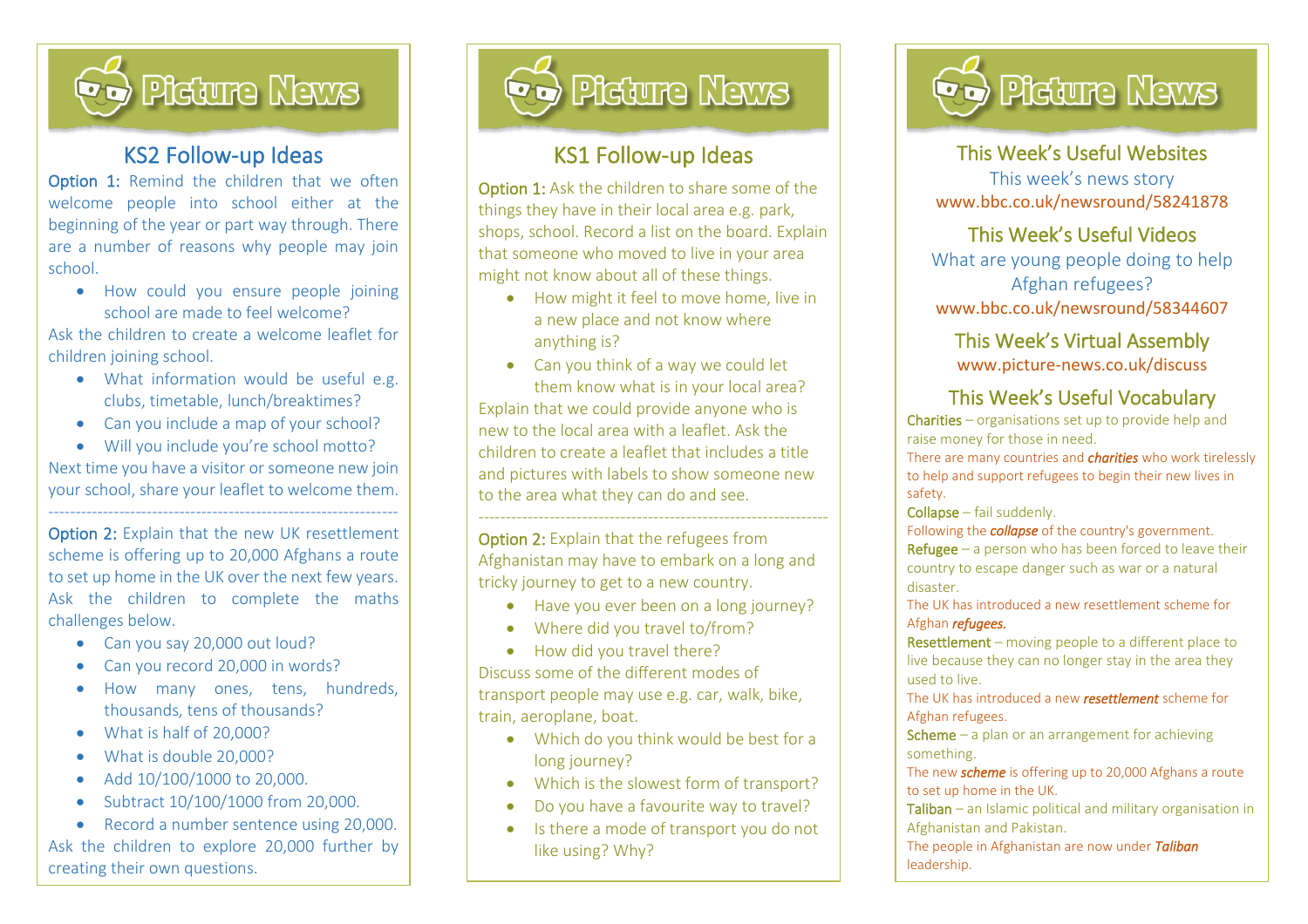# Picture News

## KS2 Follow-up Ideas

**Option 1:** Remind the children that we often welcome people into school either at the beginning of the year or part way through. There are a number of reasons why people may join school.

- How could you ensure people joining school are made to feel welcome?

Ask the children to create a welcome leaflet for children joining school.

- What information would be useful e.g. clubs, timetable, lunch/breaktimes?
- Can you include a map of your school?
- Will you include you're school motto?

Next time you have a visitor or someone new join your school, share your leaflet to welcome them.

---

**Option 2:** Explain that the new UK resettlement scheme is offering up to 20,000 Afghans a route to set up home in the UK over the next few years. Ask the children to complete the maths challenges below.

- Can you say 20,000 out loud?
- Can you record 20,000 in words?
- How many ones, tens, hundreds, thousands, tens of thousands?
- What is half of 20,000?
- What is double 20,000?
- Add 10/100/1000 to 20,000.
- Subtract 10/100/1000 from 20,000.
- Record a number sentence using 20,000.

Ask the children to explore 20,000 further by creating their own questions.

# Picture News

## KS1 Follow-up Ideas

**Option 1:** Ask the children to share some of the things they have in their local area e.g. park, shops, school. Record a list on the board. Explain that someone who moved to live in your area might not know about all of these things.

- How might it feel to move home, live in a new place and not know where anything is?
- Can you think of a way we could let them know what is in your local area?

Explain that we could provide anyone who is new to the local area with a leaflet. Ask the children to create a leaflet that includes a title and pictures with labels to show someone new to the area what they can do and see.

---

**Option 2:** Explain that the refugees from Afghanistan may have to embark on a long and tricky journey to get to a new country.

- Have you ever been on a long journey?
- Where did you travel to/from?
- How did you travel there?

Discuss some of the different modes of transport people may use e.g. car, walk, bike, train, aeroplane, boat.

- Which do you think would be best for a long journey?
- Which is the slowest form of transport?
- Do you have a favourite way to travel?
- Is there a mode of transport you do not like using? Why?

# Picture News

## This Week's Useful Websites

This week's news story

www.bbc.co.uk/newsround/58241878

## This Week's Useful Videos

What are young people doing to help Afghan refugees?

www.bbc.co.uk/newsround/58344607

## This Week's Virtual Assembly

www.picture-news.co.uk/discuss

## This Week's Useful Vocabulary

**Charities** – organisations set up to provide help and raise money for those in need.

There are many countries and ***charities*** who work tirelessly to help and support refugees to begin their new lives in safety.

**Collapse** – fail suddenly.

Following the ***collapse*** of the country's government.

**Refugee** – a person who has been forced to leave their country to escape danger such as war or a natural disaster.

The UK has introduced a new resettlement scheme for Afghan ***refugees.***

**Resettlement** – moving people to a different place to live because they can no longer stay in the area they used to live.

The UK has introduced a new ***resettlement*** scheme for Afghan refugees.

**Scheme** – a plan or an arrangement for achieving something.

The new ***scheme*** is offering up to 20,000 Afghans a route to set up home in the UK.

**Taliban** – an Islamic political and military organisation in Afghanistan and Pakistan.

The people in Afghanistan are now under ***Taliban*** leadership.